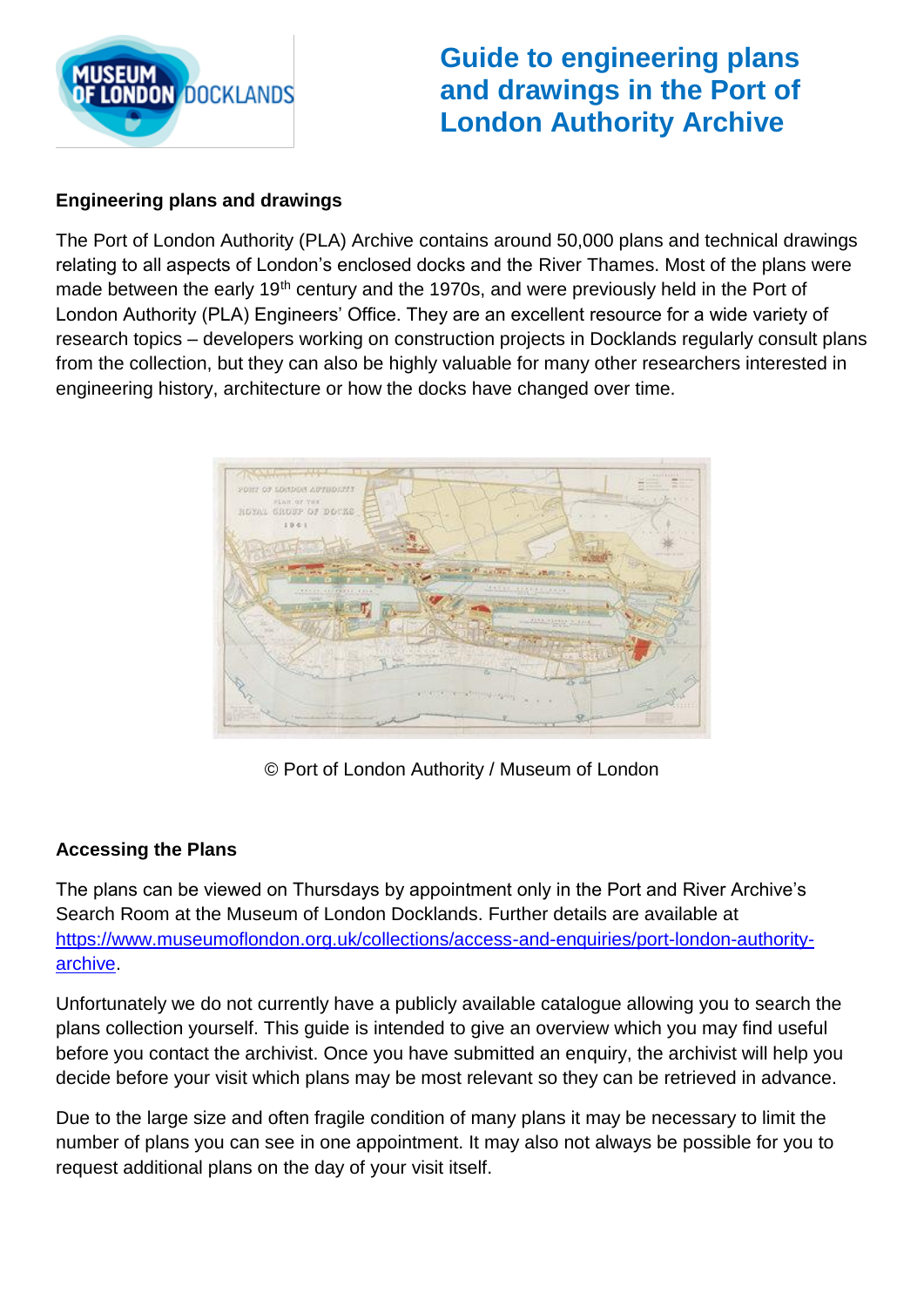# Guide to engineering plans and drawings in the Port of London Authority Archive

**Engineering plans and drawings**

The Port of London Authority (PLA) Archive contains around 50,000 plans and technical drawings relating to all aspects of London's enclosed docks and the River Thames. Most of the plans were made between the early 19th century and the 1970s, and were previously held in the Port of London Authority (PLA) Engineers' Office. They are an excellent resource for a wide variety of research topics – developers working on construction projects in Docklands regularly consult plans from the collection, but they can also be highly valuable for many other researchers interested in engineering history, architecture or how the docks have changed over time.

© Port of London Authority / Museum of London

**Accessing the Plans**

The plans can be viewed on Thursdays by appointment only in the Port and River Archive's Search Room at the Museum of London Docklands. Further details are available at [https://www.museumoflondon.org.uk/collections/access-and-enquiries/port-london-authority-archive](https://www.museumoflondon.org.uk/collections/access-and-enquiries/port-london-authority-archive).

Unfortunately we do not currently have a publicly available catalogue allowing you to search the plans collection yourself. This guide is intended to give an overview which you may find useful before you contact the archivist. Once you have submitted an enquiry, the archivist will help you decide before your visit which plans may be most relevant so they can be retrieved in advance.

Due to the large size and often fragile condition of many plans it may be necessary to limit the number of plans you can see in one appointment. It may also not always be possible for you to request additional plans on the day of your visit itself.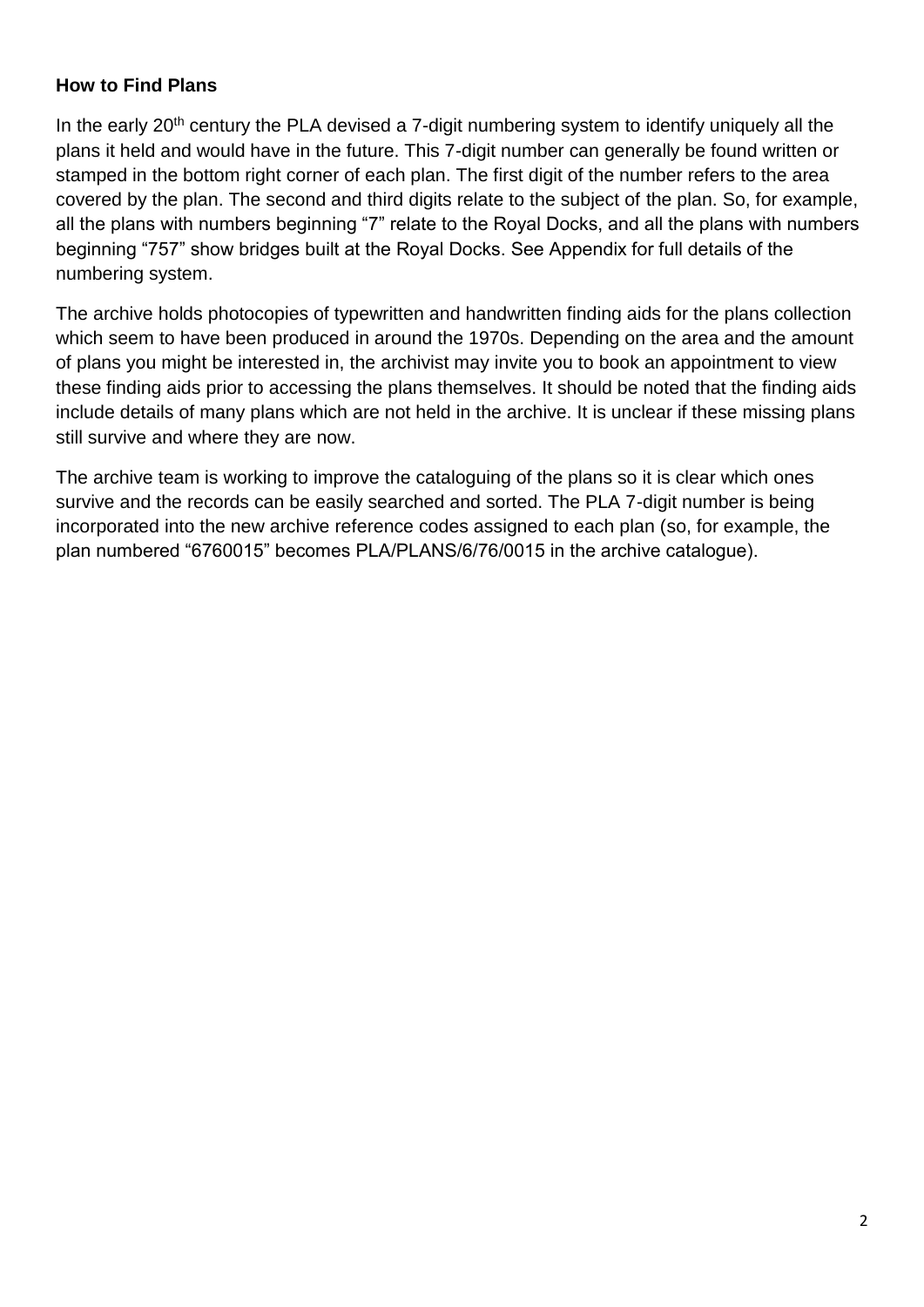**How to Find Plans**

In the early 20th century the PLA devised a 7-digit numbering system to identify uniquely all the plans it held and would have in the future. This 7-digit number can generally be found written or stamped in the bottom right corner of each plan. The first digit of the number refers to the area covered by the plan. The second and third digits relate to the subject of the plan. So, for example, all the plans with numbers beginning "7" relate to the Royal Docks, and all the plans with numbers beginning "757" show bridges built at the Royal Docks. See Appendix for full details of the numbering system.

The archive holds photocopies of typewritten and handwritten finding aids for the plans collection which seem to have been produced in around the 1970s. Depending on the area and the amount of plans you might be interested in, the archivist may invite you to book an appointment to view these finding aids prior to accessing the plans themselves. It should be noted that the finding aids include details of many plans which are not held in the archive. It is unclear if these missing plans still survive and where they are now.

The archive team is working to improve the cataloguing of the plans so it is clear which ones survive and the records can be easily searched and sorted. The PLA 7-digit number is being incorporated into the new archive reference codes assigned to each plan (so, for example, the plan numbered "6760015" becomes PLA/PLANS/6/76/0015 in the archive catalogue).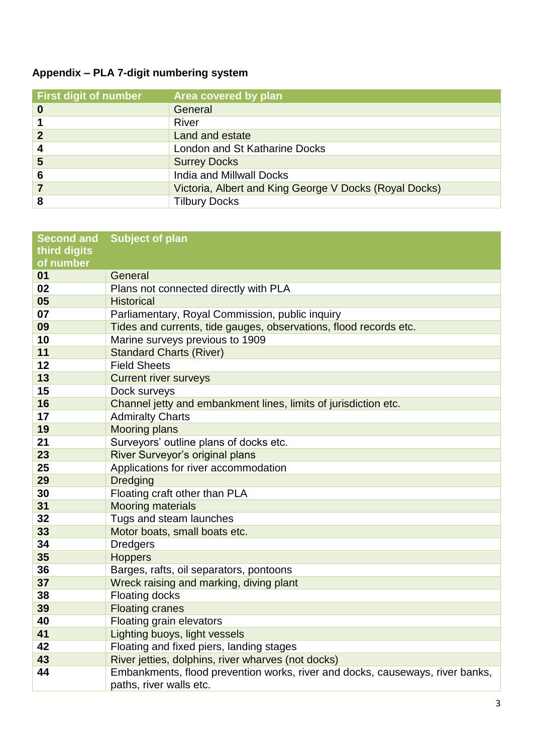**Appendix – PLA 7-digit numbering system**

| First digit of number | Area covered by plan |
|---|---|
| **0** | General |
| **1** | River |
| **2** | Land and estate |
| **4** | London and St Katharine Docks |
| **5** | Surrey Docks |
| **6** | India and Millwall Docks |
| **7** | Victoria, Albert and King George V Docks (Royal Docks) |
| **8** | Tilbury Docks |

| Second and third digits of number | Subject of plan |
|---|---|
| **01** | General |
| **02** | Plans not connected directly with PLA |
| **05** | Historical |
| **07** | Parliamentary, Royal Commission, public inquiry |
| **09** | Tides and currents, tide gauges, observations, flood records etc. |
| **10** | Marine surveys previous to 1909 |
| **11** | Standard Charts (River) |
| **12** | Field Sheets |
| **13** | Current river surveys |
| **15** | Dock surveys |
| **16** | Channel jetty and embankment lines, limits of jurisdiction etc. |
| **17** | Admiralty Charts |
| **19** | Mooring plans |
| **21** | Surveyors' outline plans of docks etc. |
| **23** | River Surveyor's original plans |
| **25** | Applications for river accommodation |
| **29** | Dredging |
| **30** | Floating craft other than PLA |
| **31** | Mooring materials |
| **32** | Tugs and steam launches |
| **33** | Motor boats, small boats etc. |
| **34** | Dredgers |
| **35** | Hoppers |
| **36** | Barges, rafts, oil separators, pontoons |
| **37** | Wreck raising and marking, diving plant |
| **38** | Floating docks |
| **39** | Floating cranes |
| **40** | Floating grain elevators |
| **41** | Lighting buoys, light vessels |
| **42** | Floating and fixed piers, landing stages |
| **43** | River jetties, dolphins, river wharves (not docks) |
| **44** | Embankments, flood prevention works, river and docks, causeways, river banks, paths, river walls etc. |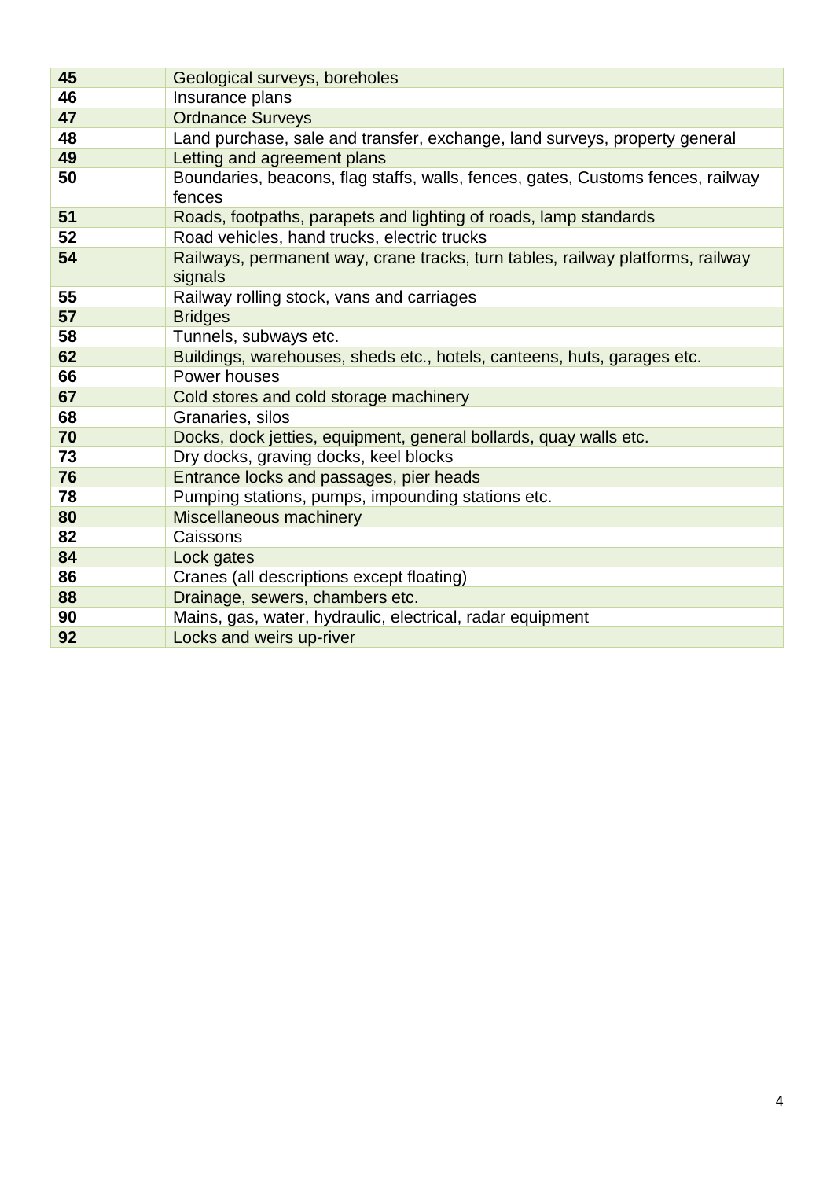| | |
|---|---|
| **45** | Geological surveys, boreholes |
| **46** | Insurance plans |
| **47** | Ordnance Surveys |
| **48** | Land purchase, sale and transfer, exchange, land surveys, property general |
| **49** | Letting and agreement plans |
| **50** | Boundaries, beacons, flag staffs, walls, fences, gates, Customs fences, railway fences |
| **51** | Roads, footpaths, parapets and lighting of roads, lamp standards |
| **52** | Road vehicles, hand trucks, electric trucks |
| **54** | Railways, permanent way, crane tracks, turn tables, railway platforms, railway signals |
| **55** | Railway rolling stock, vans and carriages |
| **57** | Bridges |
| **58** | Tunnels, subways etc. |
| **62** | Buildings, warehouses, sheds etc., hotels, canteens, huts, garages etc. |
| **66** | Power houses |
| **67** | Cold stores and cold storage machinery |
| **68** | Granaries, silos |
| **70** | Docks, dock jetties, equipment, general bollards, quay walls etc. |
| **73** | Dry docks, graving docks, keel blocks |
| **76** | Entrance locks and passages, pier heads |
| **78** | Pumping stations, pumps, impounding stations etc. |
| **80** | Miscellaneous machinery |
| **82** | Caissons |
| **84** | Lock gates |
| **86** | Cranes (all descriptions except floating) |
| **88** | Drainage, sewers, chambers etc. |
| **90** | Mains, gas, water, hydraulic, electrical, radar equipment |
| **92** | Locks and weirs up-river |